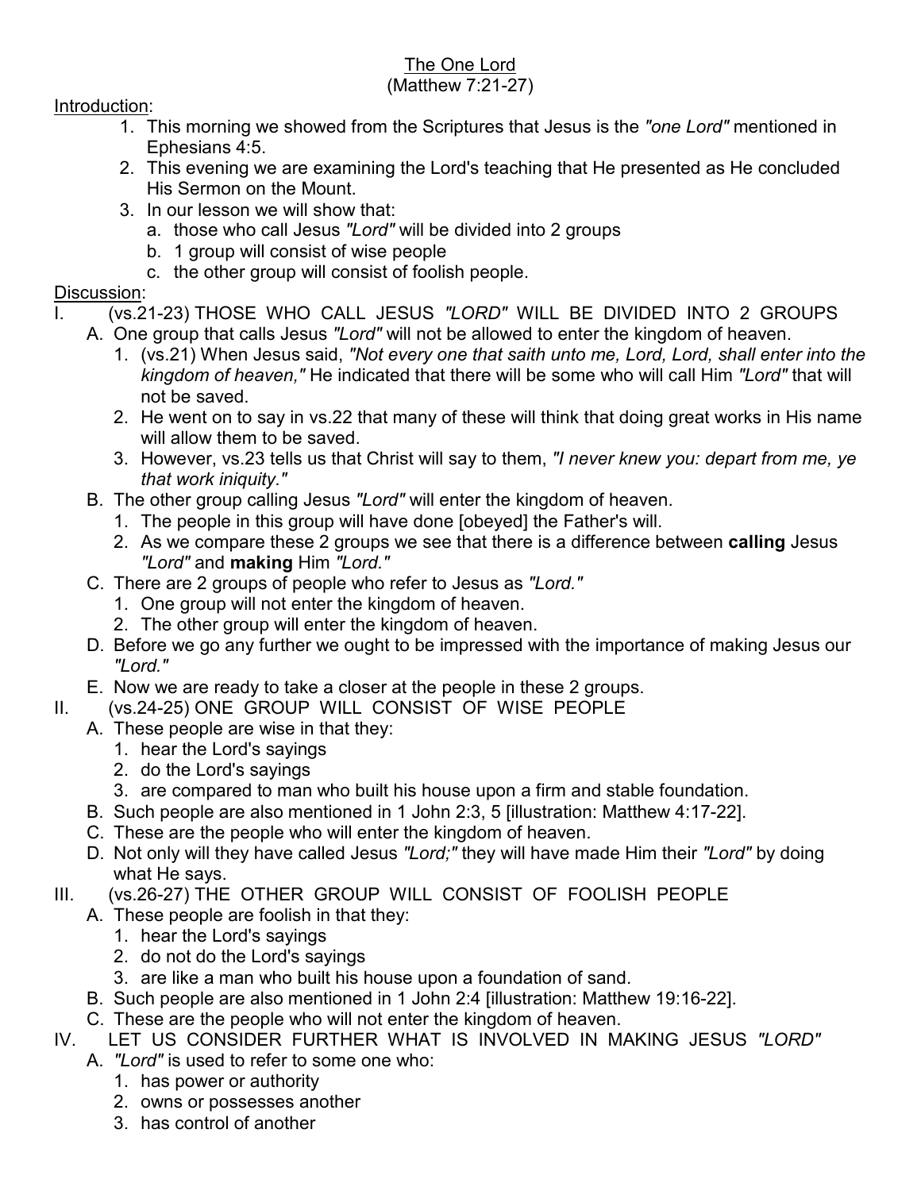# The One Lord
(Matthew 7:21-27)

Introduction:

1. This morning we showed from the Scriptures that Jesus is the *"one Lord"* mentioned in Ephesians 4:5.
2. This evening we are examining the Lord's teaching that He presented as He concluded His Sermon on the Mount.
3. In our lesson we will show that:
   a. those who call Jesus *"Lord"* will be divided into 2 groups
   b. 1 group will consist of wise people
   c. the other group will consist of foolish people.

Discussion:

I. (vs.21-23) THOSE WHO CALL JESUS *"LORD"* WILL BE DIVIDED INTO 2 GROUPS
   A. One group that calls Jesus *"Lord"* will not be allowed to enter the kingdom of heaven.
      1. (vs.21) When Jesus said, *"Not every one that saith unto me, Lord, Lord, shall enter into the kingdom of heaven,"* He indicated that there will be some who will call Him *"Lord"* that will not be saved.
      2. He went on to say in vs.22 that many of these will think that doing great works in His name will allow them to be saved.
      3. However, vs.23 tells us that Christ will say to them, *"I never knew you: depart from me, ye that work iniquity."*
   B. The other group calling Jesus *"Lord"* will enter the kingdom of heaven.
      1. The people in this group will have done [obeyed] the Father's will.
      2. As we compare these 2 groups we see that there is a difference between **calling** Jesus *"Lord"* and **making** Him *"Lord."*
   C. There are 2 groups of people who refer to Jesus as *"Lord."*
      1. One group will not enter the kingdom of heaven.
      2. The other group will enter the kingdom of heaven.
   D. Before we go any further we ought to be impressed with the importance of making Jesus our *"Lord."*
   E. Now we are ready to take a closer at the people in these 2 groups.

II. (vs.24-25) ONE GROUP WILL CONSIST OF WISE PEOPLE
   A. These people are wise in that they:
      1. hear the Lord's sayings
      2. do the Lord's sayings
      3. are compared to man who built his house upon a firm and stable foundation.
   B. Such people are also mentioned in 1 John 2:3, 5 [illustration: Matthew 4:17-22].
   C. These are the people who will enter the kingdom of heaven.
   D. Not only will they have called Jesus *"Lord;"* they will have made Him their *"Lord"* by doing what He says.

III. (vs.26-27) THE OTHER GROUP WILL CONSIST OF FOOLISH PEOPLE
   A. These people are foolish in that they:
      1. hear the Lord's sayings
      2. do not do the Lord's sayings
      3. are like a man who built his house upon a foundation of sand.
   B. Such people are also mentioned in 1 John 2:4 [illustration: Matthew 19:16-22].
   C. These are the people who will not enter the kingdom of heaven.

IV. LET US CONSIDER FURTHER WHAT IS INVOLVED IN MAKING JESUS *"LORD"*
   A. *"Lord"* is used to refer to some one who:
      1. has power or authority
      2. owns or possesses another
      3. has control of another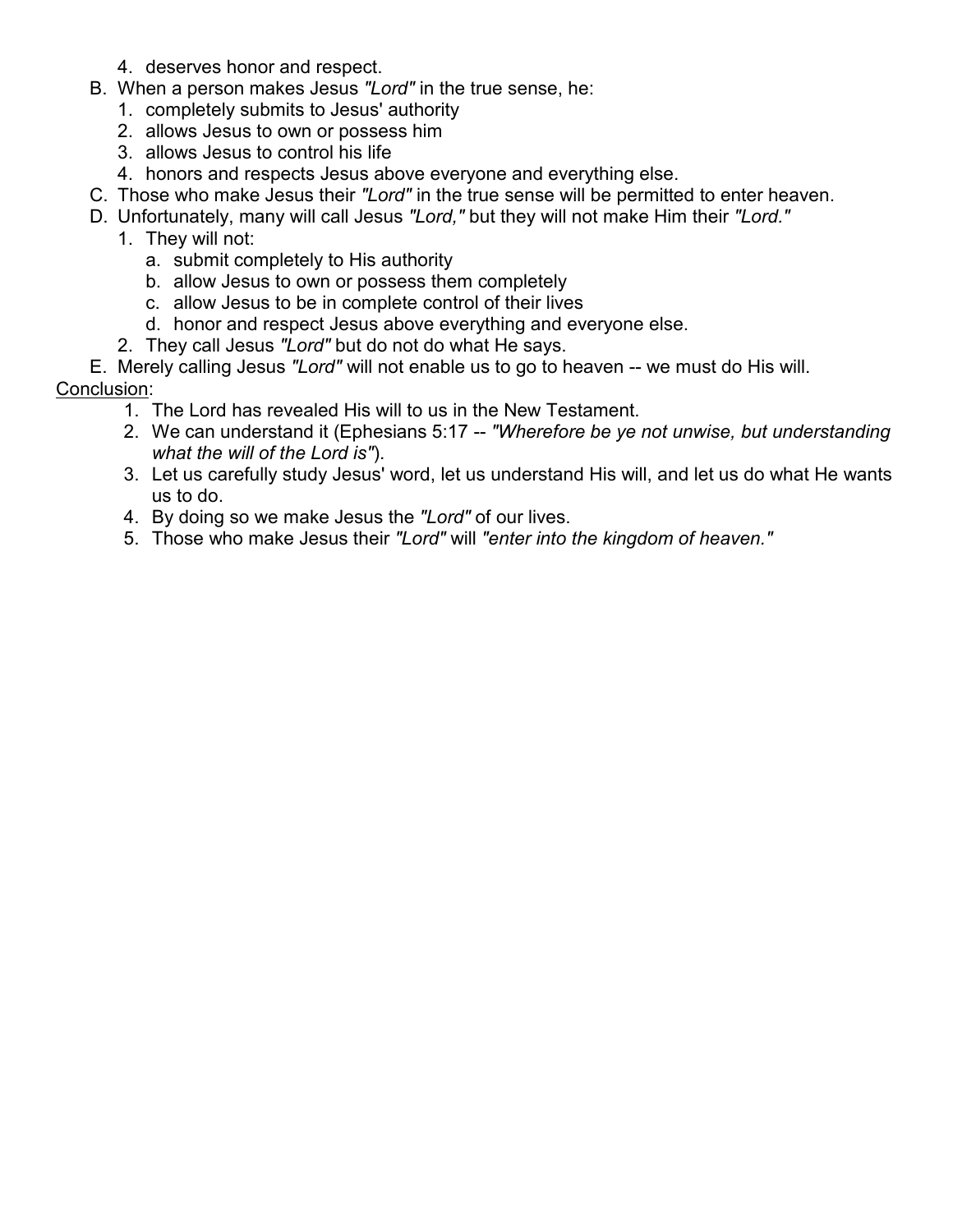4. deserves honor and respect.
  B. When a person makes Jesus *"Lord"* in the true sense, he:
    1. completely submits to Jesus' authority
    2. allows Jesus to own or possess him
    3. allows Jesus to control his life
    4. honors and respects Jesus above everyone and everything else.
  C. Those who make Jesus their *"Lord"* in the true sense will be permitted to enter heaven.
  D. Unfortunately, many will call Jesus *"Lord,"* but they will not make Him their *"Lord."*
    1. They will not:
      a. submit completely to His authority
      b. allow Jesus to own or possess them completely
      c. allow Jesus to be in complete control of their lives
      d. honor and respect Jesus above everything and everyone else.
    2. They call Jesus *"Lord"* but do not do what He says.
  E. Merely calling Jesus *"Lord"* will not enable us to go to heaven -- we must do His will.

<u>Conclusion</u>:

1. The Lord has revealed His will to us in the New Testament.
2. We can understand it (Ephesians 5:17 -- *"Wherefore be ye not unwise, but understanding what the will of the Lord is"*).
3. Let us carefully study Jesus' word, let us understand His will, and let us do what He wants us to do.
4. By doing so we make Jesus the *"Lord"* of our lives.
5. Those who make Jesus their *"Lord"* will *"enter into the kingdom of heaven."*